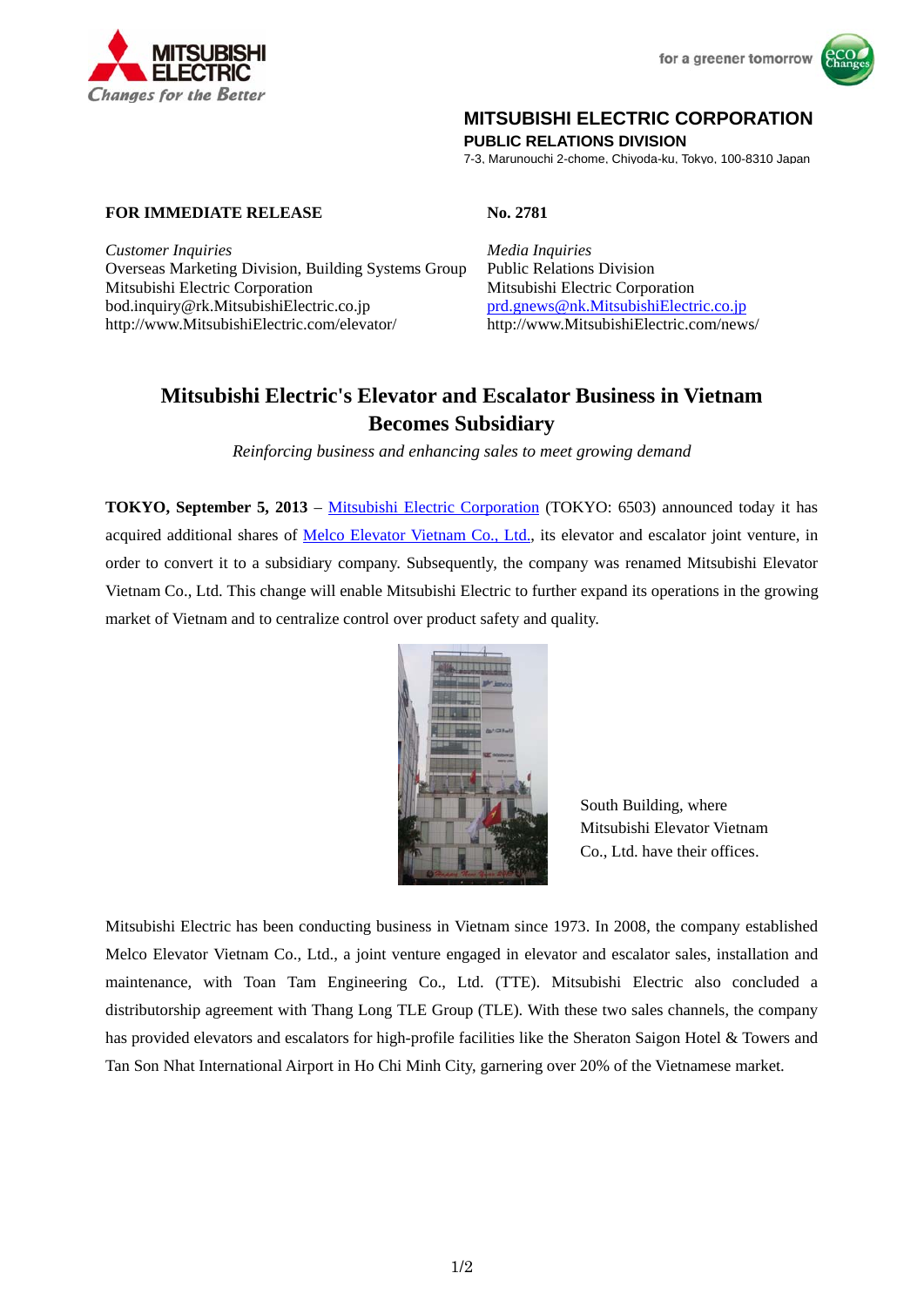MITSUBISHI ELECTRIC

*Changes for the Better*

for a greener tomorrow

**MITSUBISHI ELECTRIC CORPORATION**
**PUBLIC RELATIONS DIVISION**
7-3, Marunouchi 2-chome, Chiyoda-ku, Tokyo, 100-8310 Japan

**FOR IMMEDIATE RELEASE**

**No. 2781**

*Customer Inquiries*
Overseas Marketing Division, Building Systems Group
Mitsubishi Electric Corporation
bod.inquiry@rk.MitsubishiElectric.co.jp
http://www.MitsubishiElectric.com/elevator/

*Media Inquiries*
Public Relations Division
Mitsubishi Electric Corporation
prd.gnews@nk.MitsubishiElectric.co.jp
http://www.MitsubishiElectric.com/news/

# Mitsubishi Electric's Elevator and Escalator Business in Vietnam Becomes Subsidiary

*Reinforcing business and enhancing sales to meet growing demand*

**TOKYO, September 5, 2013** – Mitsubishi Electric Corporation (TOKYO: 6503) announced today it has acquired additional shares of Melco Elevator Vietnam Co., Ltd., its elevator and escalator joint venture, in order to convert it to a subsidiary company. Subsequently, the company was renamed Mitsubishi Elevator Vietnam Co., Ltd. This change will enable Mitsubishi Electric to further expand its operations in the growing market of Vietnam and to centralize control over product safety and quality.

South Building, where Mitsubishi Elevator Vietnam Co., Ltd. have their offices.

Mitsubishi Electric has been conducting business in Vietnam since 1973. In 2008, the company established Melco Elevator Vietnam Co., Ltd., a joint venture engaged in elevator and escalator sales, installation and maintenance, with Toan Tam Engineering Co., Ltd. (TTE). Mitsubishi Electric also concluded a distributorship agreement with Thang Long TLE Group (TLE). With these two sales channels, the company has provided elevators and escalators for high-profile facilities like the Sheraton Saigon Hotel & Towers and Tan Son Nhat International Airport in Ho Chi Minh City, garnering over 20% of the Vietnamese market.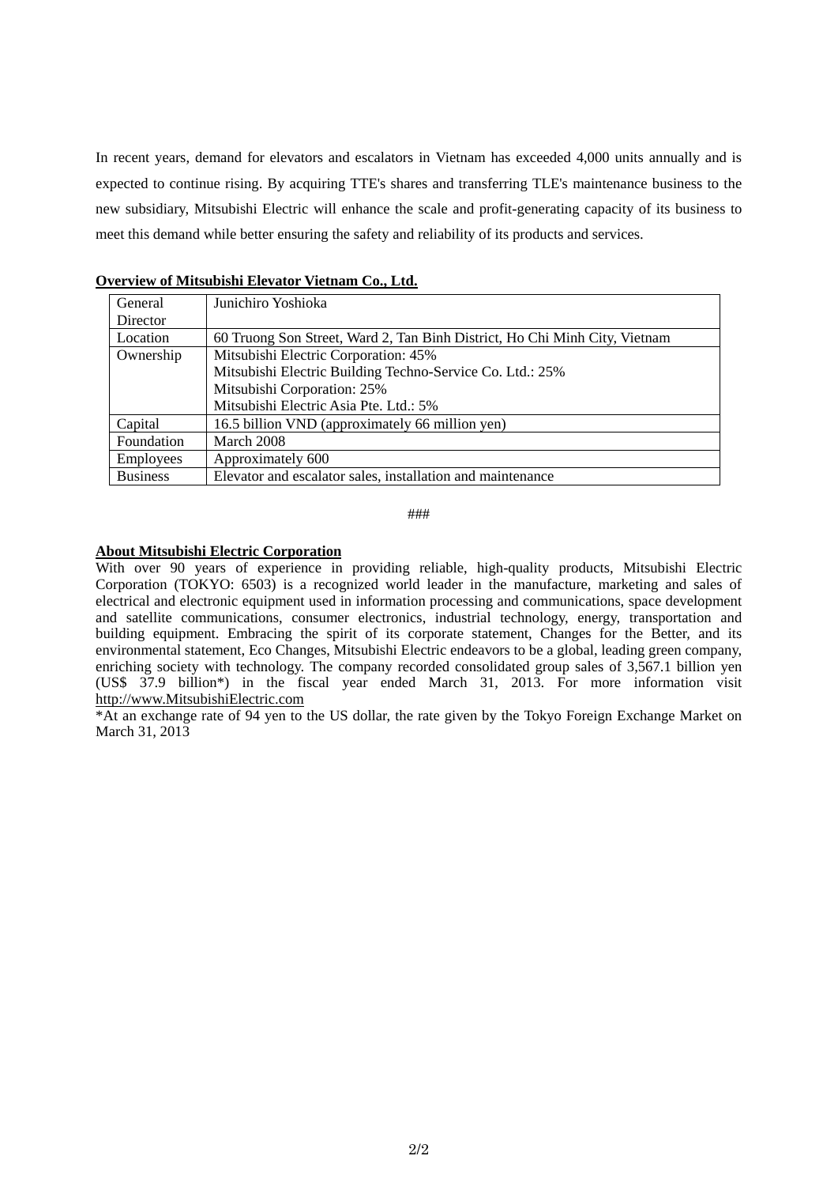In recent years, demand for elevators and escalators in Vietnam has exceeded 4,000 units annually and is expected to continue rising. By acquiring TTE's shares and transferring TLE's maintenance business to the new subsidiary, Mitsubishi Electric will enhance the scale and profit-generating capacity of its business to meet this demand while better ensuring the safety and reliability of its products and services.

**Overview of Mitsubishi Elevator Vietnam Co., Ltd.**

| | |
|---|---|
| General Director | Junichiro Yoshioka |
| Location | 60 Truong Son Street, Ward 2, Tan Binh District, Ho Chi Minh City, Vietnam |
| Ownership | Mitsubishi Electric Corporation: 45%<br>Mitsubishi Electric Building Techno-Service Co. Ltd.: 25%<br>Mitsubishi Corporation: 25%<br>Mitsubishi Electric Asia Pte. Ltd.: 5% |
| Capital | 16.5 billion VND (approximately 66 million yen) |
| Foundation | March 2008 |
| Employees | Approximately 600 |
| Business | Elevator and escalator sales, installation and maintenance |

###

**About Mitsubishi Electric Corporation**

With over 90 years of experience in providing reliable, high-quality products, Mitsubishi Electric Corporation (TOKYO: 6503) is a recognized world leader in the manufacture, marketing and sales of electrical and electronic equipment used in information processing and communications, space development and satellite communications, consumer electronics, industrial technology, energy, transportation and building equipment. Embracing the spirit of its corporate statement, Changes for the Better, and its environmental statement, Eco Changes, Mitsubishi Electric endeavors to be a global, leading green company, enriching society with technology. The company recorded consolidated group sales of 3,567.1 billion yen (US$ 37.9 billion*) in the fiscal year ended March 31, 2013. For more information visit http://www.MitsubishiElectric.com

*At an exchange rate of 94 yen to the US dollar, the rate given by the Tokyo Foreign Exchange Market on March 31, 2013